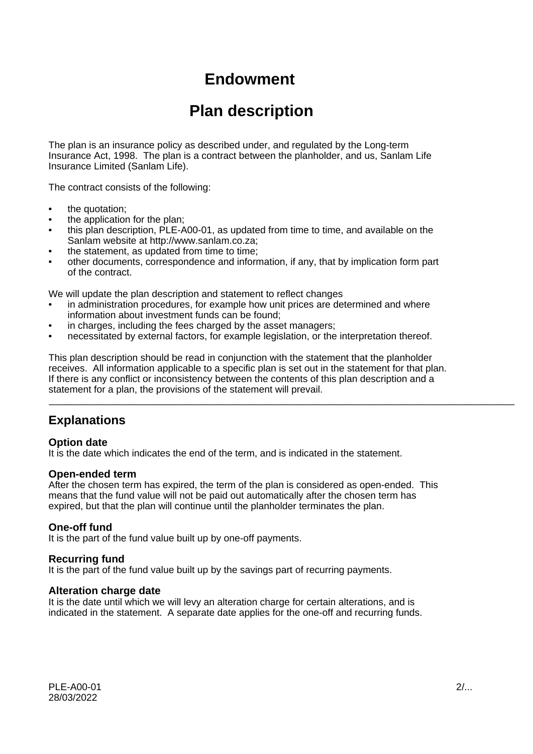# Endowment

# Plan description

The plan is an insurance policy as described under, and regulated by the Long-term Insurance Act, 1998. The plan is a contract between the planholder, and us, Sanlam Life Insurance Limited (Sanlam Life).

The contract consists of the following:

- the quotation;
- the application for the plan;
- this plan description, PLE-A00-01, as updated from time to time, and available on the Sanlam website at http://www.sanlam.co.za;
- the statement, as updated from time to time;
- other documents, correspondence and information, if any, that by implication form part of the contract.

We will update the plan description and statement to reflect changes

- in administration procedures, for example how unit prices are determined and where information about investment funds can be found;
- in charges, including the fees charged by the asset managers;
- necessitated by external factors, for example legislation, or the interpretation thereof.

This plan description should be read in conjunction with the statement that the planholder receives. All information applicable to a specific plan is set out in the statement for that plan. If there is any conflict or inconsistency between the contents of this plan description and a statement for a plan, the provisions of the statement will prevail.

---

## Explanations

### Option date

It is the date which indicates the end of the term, and is indicated in the statement.

### Open-ended term

After the chosen term has expired, the term of the plan is considered as open-ended. This means that the fund value will not be paid out automatically after the chosen term has expired, but that the plan will continue until the planholder terminates the plan.

### One-off fund

It is the part of the fund value built up by one-off payments.

### Recurring fund

It is the part of the fund value built up by the savings part of recurring payments.

### Alteration charge date

It is the date until which we will levy an alteration charge for certain alterations, and is indicated in the statement. A separate date applies for the one-off and recurring funds.

PLE-A00-01
28/03/2022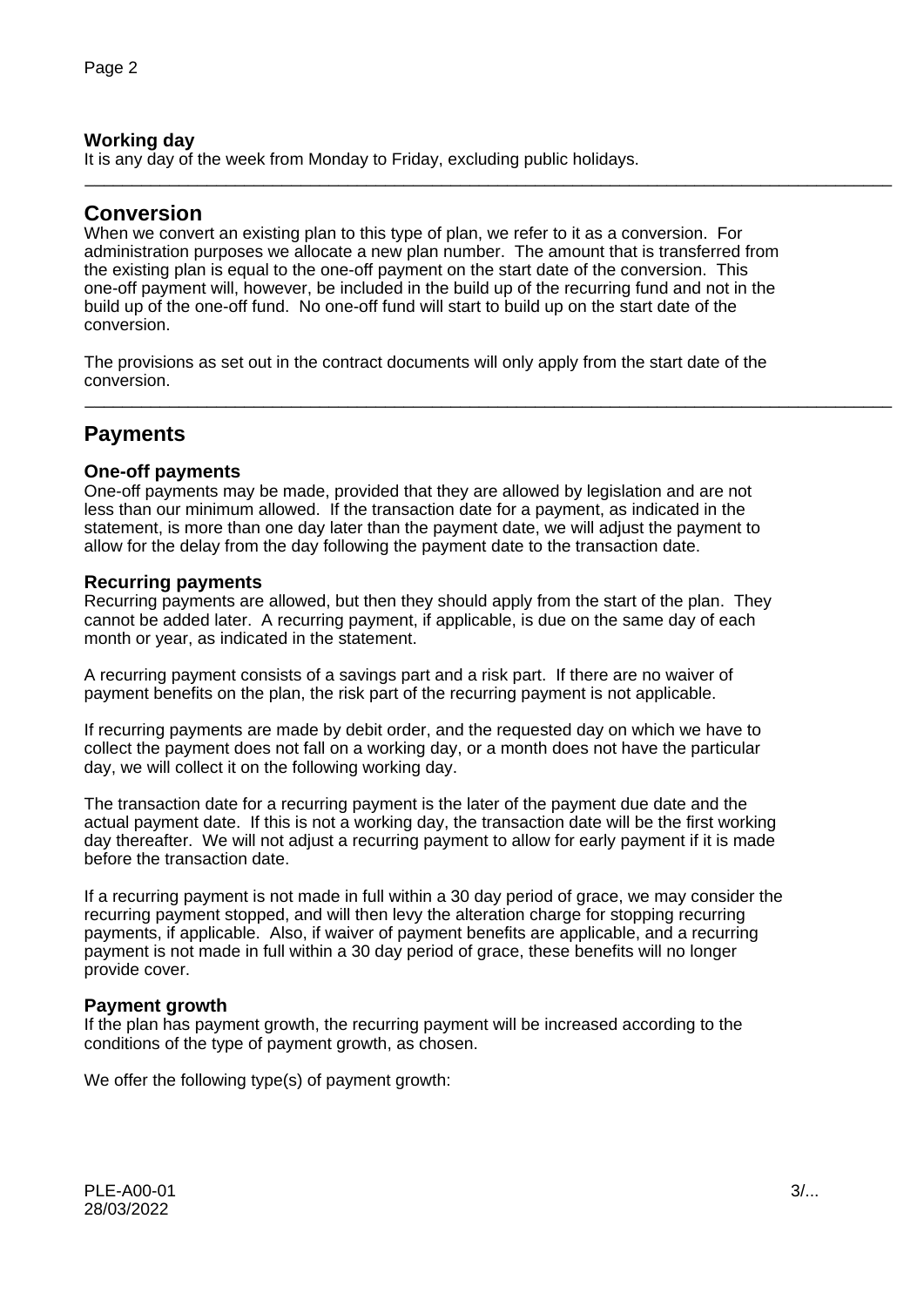### Working day

It is any day of the week from Monday to Friday, excluding public holidays.

---

## Conversion

When we convert an existing plan to this type of plan, we refer to it as a conversion. For administration purposes we allocate a new plan number. The amount that is transferred from the existing plan is equal to the one-off payment on the start date of the conversion. This one-off payment will, however, be included in the build up of the recurring fund and not in the build up of the one-off fund. No one-off fund will start to build up on the start date of the conversion.

The provisions as set out in the contract documents will only apply from the start date of the conversion.

---

## Payments

### One-off payments

One-off payments may be made, provided that they are allowed by legislation and are not less than our minimum allowed. If the transaction date for a payment, as indicated in the statement, is more than one day later than the payment date, we will adjust the payment to allow for the delay from the day following the payment date to the transaction date.

### Recurring payments

Recurring payments are allowed, but then they should apply from the start of the plan. They cannot be added later. A recurring payment, if applicable, is due on the same day of each month or year, as indicated in the statement.

A recurring payment consists of a savings part and a risk part. If there are no waiver of payment benefits on the plan, the risk part of the recurring payment is not applicable.

If recurring payments are made by debit order, and the requested day on which we have to collect the payment does not fall on a working day, or a month does not have the particular day, we will collect it on the following working day.

The transaction date for a recurring payment is the later of the payment due date and the actual payment date. If this is not a working day, the transaction date will be the first working day thereafter. We will not adjust a recurring payment to allow for early payment if it is made before the transaction date.

If a recurring payment is not made in full within a 30 day period of grace, we may consider the recurring payment stopped, and will then levy the alteration charge for stopping recurring payments, if applicable. Also, if waiver of payment benefits are applicable, and a recurring payment is not made in full within a 30 day period of grace, these benefits will no longer provide cover.

### Payment growth

If the plan has payment growth, the recurring payment will be increased according to the conditions of the type of payment growth, as chosen.

We offer the following type(s) of payment growth:

PLE-A00-01
28/03/2022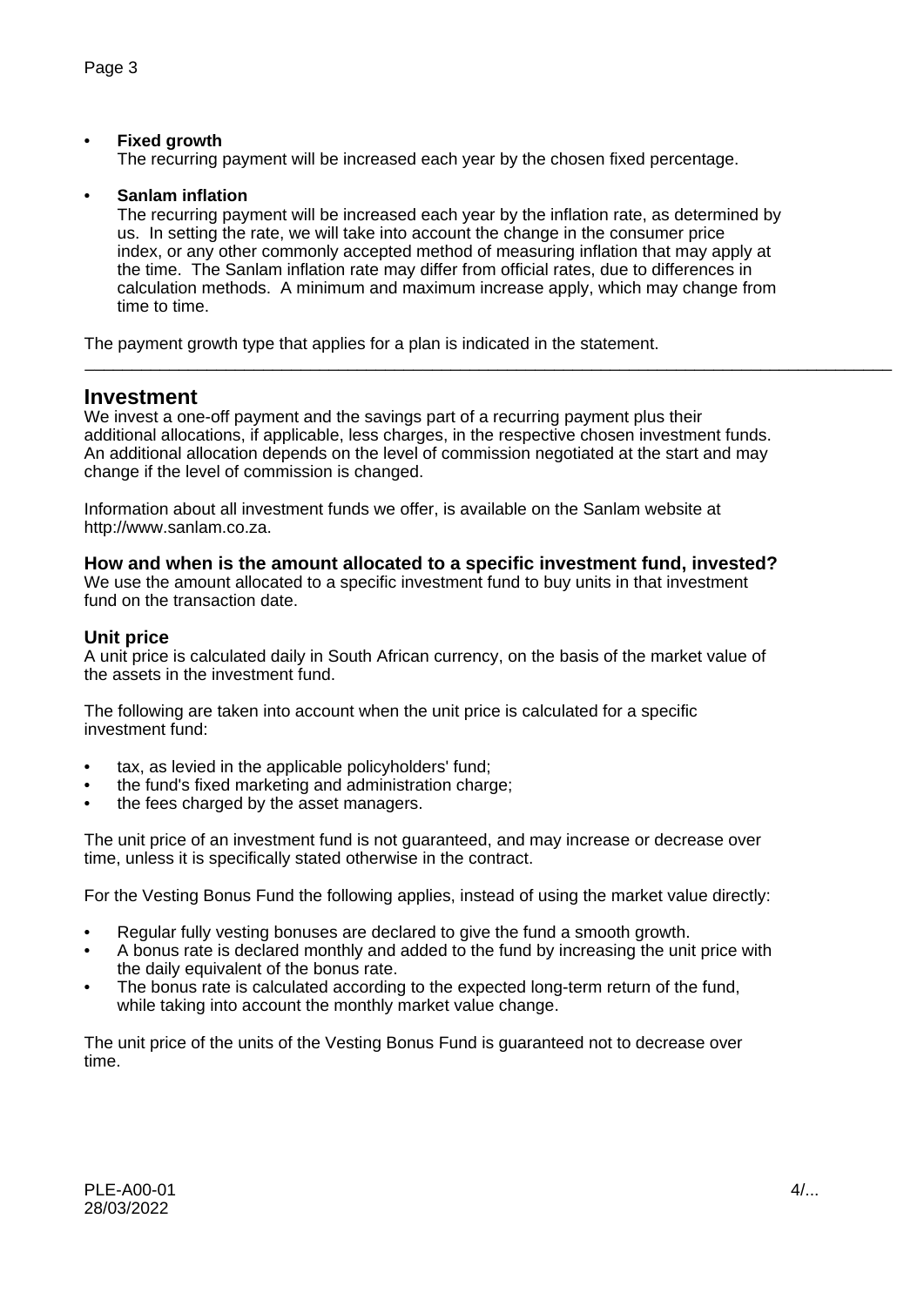- **Fixed growth**
  The recurring payment will be increased each year by the chosen fixed percentage.

- **Sanlam inflation**
  The recurring payment will be increased each year by the inflation rate, as determined by us. In setting the rate, we will take into account the change in the consumer price index, or any other commonly accepted method of measuring inflation that may apply at the time. The Sanlam inflation rate may differ from official rates, due to differences in calculation methods. A minimum and maximum increase apply, which may change from time to time.

The payment growth type that applies for a plan is indicated in the statement.

---

## Investment

We invest a one-off payment and the savings part of a recurring payment plus their additional allocations, if applicable, less charges, in the respective chosen investment funds. An additional allocation depends on the level of commission negotiated at the start and may change if the level of commission is changed.

Information about all investment funds we offer, is available on the Sanlam website at http://www.sanlam.co.za.

### How and when is the amount allocated to a specific investment fund, invested?

We use the amount allocated to a specific investment fund to buy units in that investment fund on the transaction date.

### Unit price

A unit price is calculated daily in South African currency, on the basis of the market value of the assets in the investment fund.

The following are taken into account when the unit price is calculated for a specific investment fund:

- tax, as levied in the applicable policyholders' fund;
- the fund's fixed marketing and administration charge;
- the fees charged by the asset managers.

The unit price of an investment fund is not guaranteed, and may increase or decrease over time, unless it is specifically stated otherwise in the contract.

For the Vesting Bonus Fund the following applies, instead of using the market value directly:

- Regular fully vesting bonuses are declared to give the fund a smooth growth.
- A bonus rate is declared monthly and added to the fund by increasing the unit price with the daily equivalent of the bonus rate.
- The bonus rate is calculated according to the expected long-term return of the fund, while taking into account the monthly market value change.

The unit price of the units of the Vesting Bonus Fund is guaranteed not to decrease over time.

PLE-A00-01
28/03/2022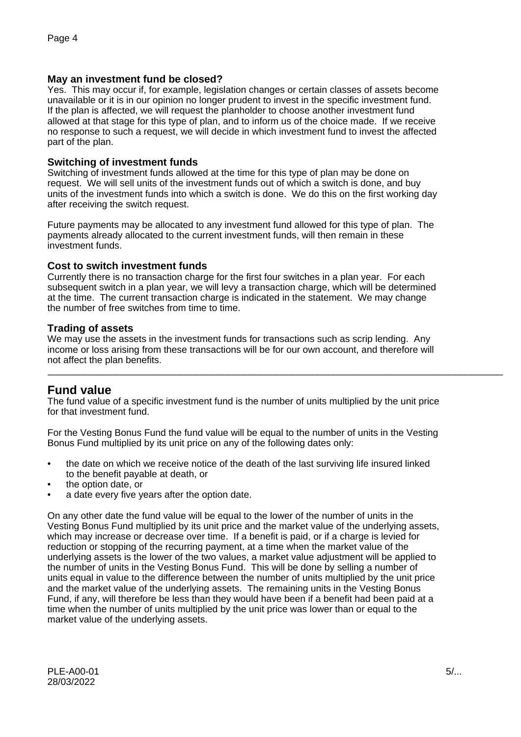### May an investment fund be closed?

Yes. This may occur if, for example, legislation changes or certain classes of assets become unavailable or it is in our opinion no longer prudent to invest in the specific investment fund. If the plan is affected, we will request the planholder to choose another investment fund allowed at that stage for this type of plan, and to inform us of the choice made. If we receive no response to such a request, we will decide in which investment fund to invest the affected part of the plan.

### Switching of investment funds

Switching of investment funds allowed at the time for this type of plan may be done on request. We will sell units of the investment funds out of which a switch is done, and buy units of the investment funds into which a switch is done. We do this on the first working day after receiving the switch request.

Future payments may be allocated to any investment fund allowed for this type of plan. The payments already allocated to the current investment funds, will then remain in these investment funds.

### Cost to switch investment funds

Currently there is no transaction charge for the first four switches in a plan year. For each subsequent switch in a plan year, we will levy a transaction charge, which will be determined at the time. The current transaction charge is indicated in the statement. We may change the number of free switches from time to time.

### Trading of assets

We may use the assets in the investment funds for transactions such as scrip lending. Any income or loss arising from these transactions will be for our own account, and therefore will not affect the plan benefits.

---

## Fund value

The fund value of a specific investment fund is the number of units multiplied by the unit price for that investment fund.

For the Vesting Bonus Fund the fund value will be equal to the number of units in the Vesting Bonus Fund multiplied by its unit price on any of the following dates only:

- the date on which we receive notice of the death of the last surviving life insured linked to the benefit payable at death, or
- the option date, or
- a date every five years after the option date.

On any other date the fund value will be equal to the lower of the number of units in the Vesting Bonus Fund multiplied by its unit price and the market value of the underlying assets, which may increase or decrease over time. If a benefit is paid, or if a charge is levied for reduction or stopping of the recurring payment, at a time when the market value of the underlying assets is the lower of the two values, a market value adjustment will be applied to the number of units in the Vesting Bonus Fund. This will be done by selling a number of units equal in value to the difference between the number of units multiplied by the unit price and the market value of the underlying assets. The remaining units in the Vesting Bonus Fund, if any, will therefore be less than they would have been if a benefit had been paid at a time when the number of units multiplied by the unit price was lower than or equal to the market value of the underlying assets.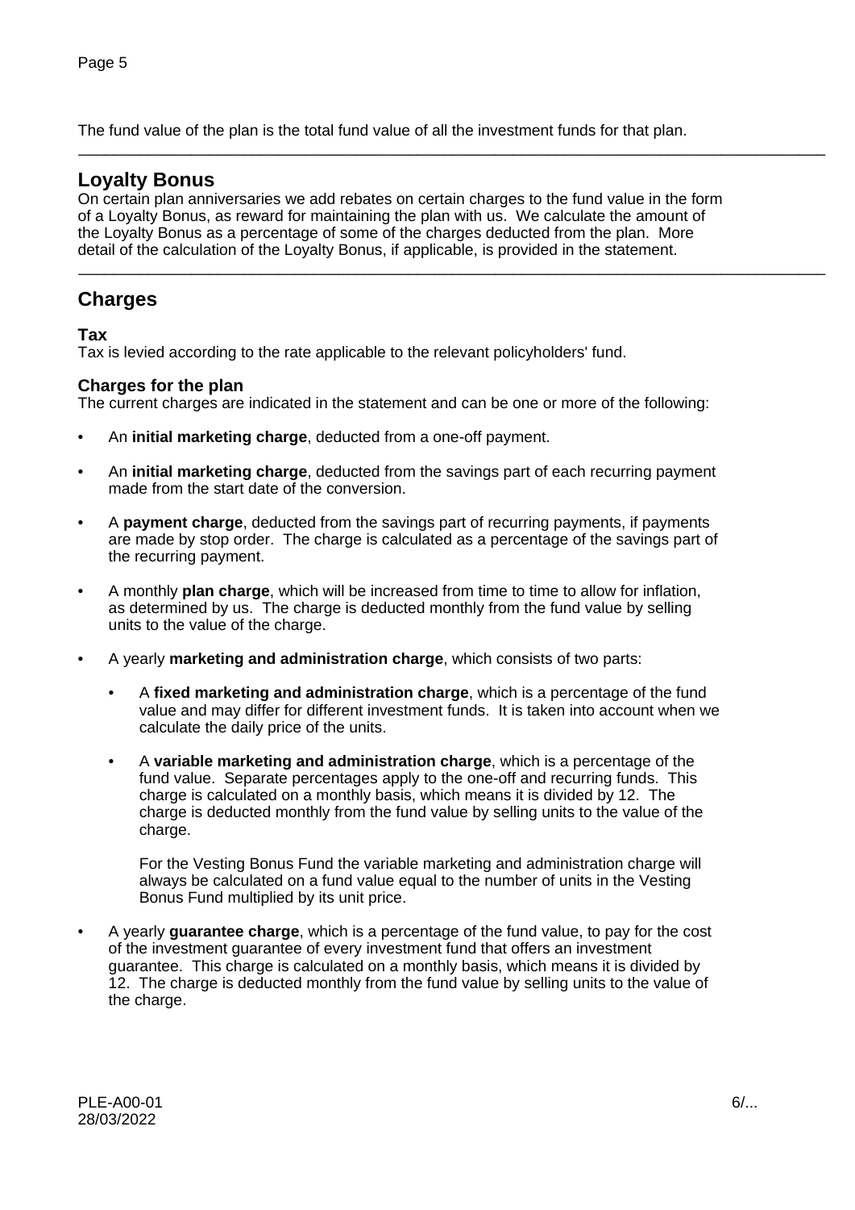The fund value of the plan is the total fund value of all the investment funds for that plan.

---

## Loyalty Bonus

On certain plan anniversaries we add rebates on certain charges to the fund value in the form of a Loyalty Bonus, as reward for maintaining the plan with us. We calculate the amount of the Loyalty Bonus as a percentage of some of the charges deducted from the plan. More detail of the calculation of the Loyalty Bonus, if applicable, is provided in the statement.

---

## Charges

### Tax

Tax is levied according to the rate applicable to the relevant policyholders' fund.

### Charges for the plan

The current charges are indicated in the statement and can be one or more of the following:

- An **initial marketing charge**, deducted from a one-off payment.
- An **initial marketing charge**, deducted from the savings part of each recurring payment made from the start date of the conversion.
- A **payment charge**, deducted from the savings part of recurring payments, if payments are made by stop order. The charge is calculated as a percentage of the savings part of the recurring payment.
- A monthly **plan charge**, which will be increased from time to time to allow for inflation, as determined by us. The charge is deducted monthly from the fund value by selling units to the value of the charge.
- A yearly **marketing and administration charge**, which consists of two parts:
  - A **fixed marketing and administration charge**, which is a percentage of the fund value and may differ for different investment funds. It is taken into account when we calculate the daily price of the units.
  - A **variable marketing and administration charge**, which is a percentage of the fund value. Separate percentages apply to the one-off and recurring funds. This charge is calculated on a monthly basis, which means it is divided by 12. The charge is deducted monthly from the fund value by selling units to the value of the charge.

    For the Vesting Bonus Fund the variable marketing and administration charge will always be calculated on a fund value equal to the number of units in the Vesting Bonus Fund multiplied by its unit price.
- A yearly **guarantee charge**, which is a percentage of the fund value, to pay for the cost of the investment guarantee of every investment fund that offers an investment guarantee. This charge is calculated on a monthly basis, which means it is divided by 12. The charge is deducted monthly from the fund value by selling units to the value of the charge.

PLE-A00-01
28/03/2022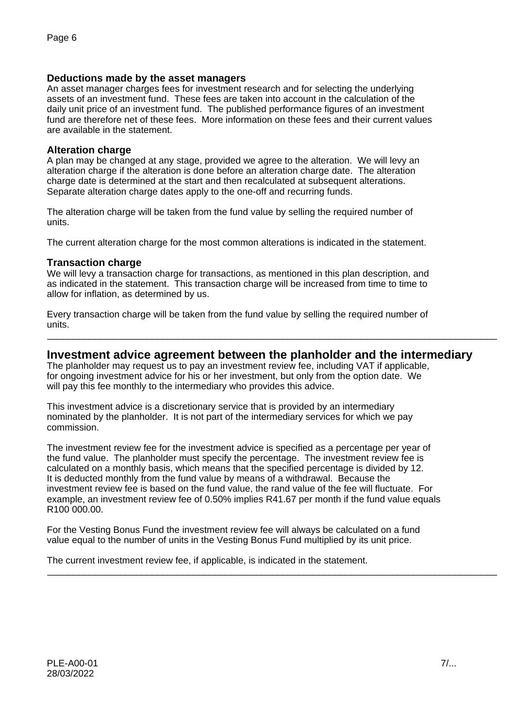### Deductions made by the asset managers

An asset manager charges fees for investment research and for selecting the underlying assets of an investment fund. These fees are taken into account in the calculation of the daily unit price of an investment fund. The published performance figures of an investment fund are therefore net of these fees. More information on these fees and their current values are available in the statement.

### Alteration charge

A plan may be changed at any stage, provided we agree to the alteration. We will levy an alteration charge if the alteration is done before an alteration charge date. The alteration charge date is determined at the start and then recalculated at subsequent alterations. Separate alteration charge dates apply to the one-off and recurring funds.

The alteration charge will be taken from the fund value by selling the required number of units.

The current alteration charge for the most common alterations is indicated in the statement.

### Transaction charge

We will levy a transaction charge for transactions, as mentioned in this plan description, and as indicated in the statement. This transaction charge will be increased from time to time to allow for inflation, as determined by us.

Every transaction charge will be taken from the fund value by selling the required number of units.

---

## Investment advice agreement between the planholder and the intermediary

The planholder may request us to pay an investment review fee, including VAT if applicable, for ongoing investment advice for his or her investment, but only from the option date. We will pay this fee monthly to the intermediary who provides this advice.

This investment advice is a discretionary service that is provided by an intermediary nominated by the planholder. It is not part of the intermediary services for which we pay commission.

The investment review fee for the investment advice is specified as a percentage per year of the fund value. The planholder must specify the percentage. The investment review fee is calculated on a monthly basis, which means that the specified percentage is divided by 12. It is deducted monthly from the fund value by means of a withdrawal. Because the investment review fee is based on the fund value, the rand value of the fee will fluctuate. For example, an investment review fee of 0.50% implies R41.67 per month if the fund value equals R100 000.00.

For the Vesting Bonus Fund the investment review fee will always be calculated on a fund value equal to the number of units in the Vesting Bonus Fund multiplied by its unit price.

The current investment review fee, if applicable, is indicated in the statement.

---

PLE-A00-01
28/03/2022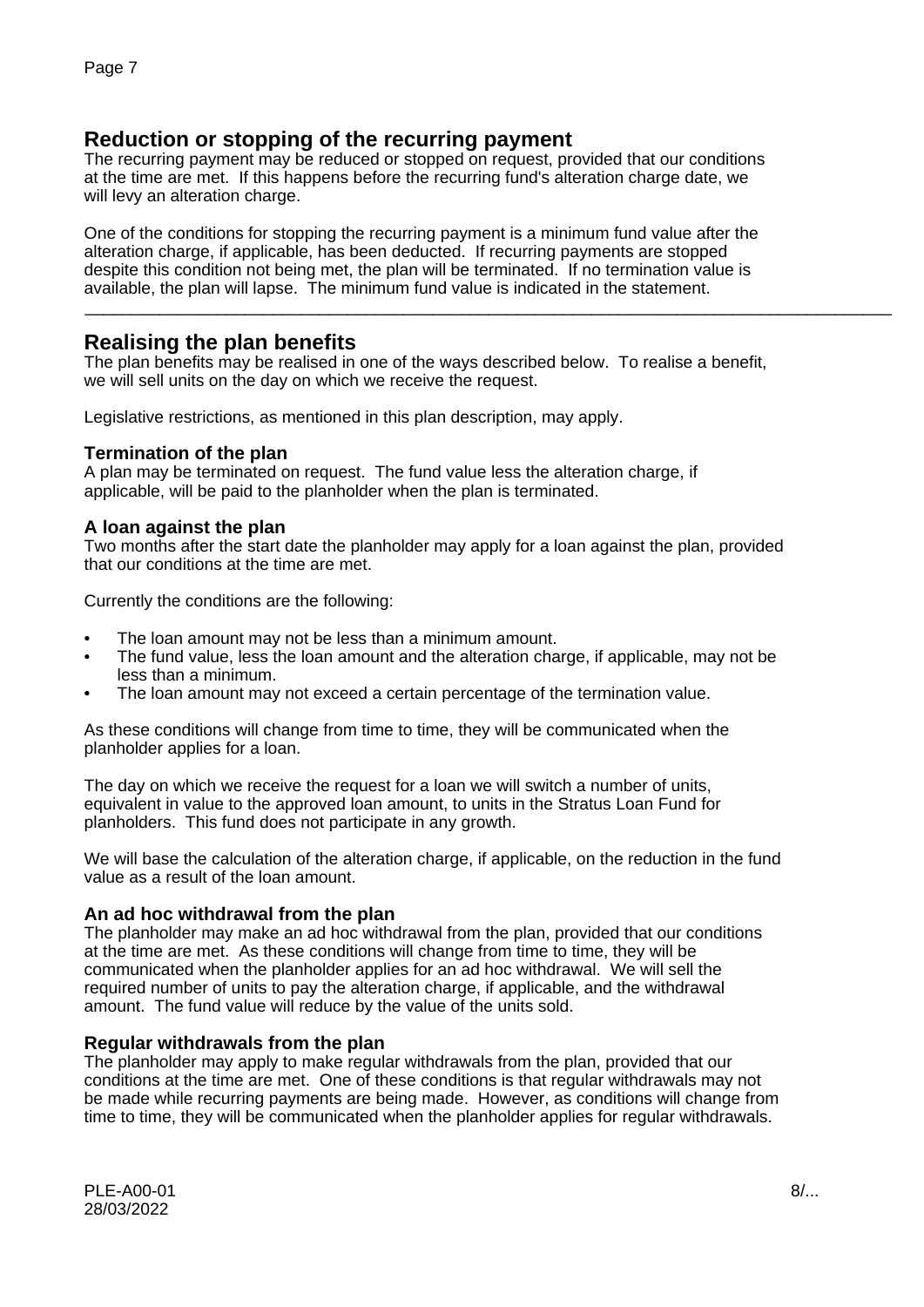## Reduction or stopping of the recurring payment

The recurring payment may be reduced or stopped on request, provided that our conditions at the time are met. If this happens before the recurring fund's alteration charge date, we will levy an alteration charge.

One of the conditions for stopping the recurring payment is a minimum fund value after the alteration charge, if applicable, has been deducted. If recurring payments are stopped despite this condition not being met, the plan will be terminated. If no termination value is available, the plan will lapse. The minimum fund value is indicated in the statement.

---

## Realising the plan benefits

The plan benefits may be realised in one of the ways described below. To realise a benefit, we will sell units on the day on which we receive the request.

Legislative restrictions, as mentioned in this plan description, may apply.

### Termination of the plan

A plan may be terminated on request. The fund value less the alteration charge, if applicable, will be paid to the planholder when the plan is terminated.

### A loan against the plan

Two months after the start date the planholder may apply for a loan against the plan, provided that our conditions at the time are met.

Currently the conditions are the following:

- The loan amount may not be less than a minimum amount.
- The fund value, less the loan amount and the alteration charge, if applicable, may not be less than a minimum.
- The loan amount may not exceed a certain percentage of the termination value.

As these conditions will change from time to time, they will be communicated when the planholder applies for a loan.

The day on which we receive the request for a loan we will switch a number of units, equivalent in value to the approved loan amount, to units in the Stratus Loan Fund for planholders. This fund does not participate in any growth.

We will base the calculation of the alteration charge, if applicable, on the reduction in the fund value as a result of the loan amount.

### An ad hoc withdrawal from the plan

The planholder may make an ad hoc withdrawal from the plan, provided that our conditions at the time are met. As these conditions will change from time to time, they will be communicated when the planholder applies for an ad hoc withdrawal. We will sell the required number of units to pay the alteration charge, if applicable, and the withdrawal amount. The fund value will reduce by the value of the units sold.

### Regular withdrawals from the plan

The planholder may apply to make regular withdrawals from the plan, provided that our conditions at the time are met. One of these conditions is that regular withdrawals may not be made while recurring payments are being made. However, as conditions will change from time to time, they will be communicated when the planholder applies for regular withdrawals.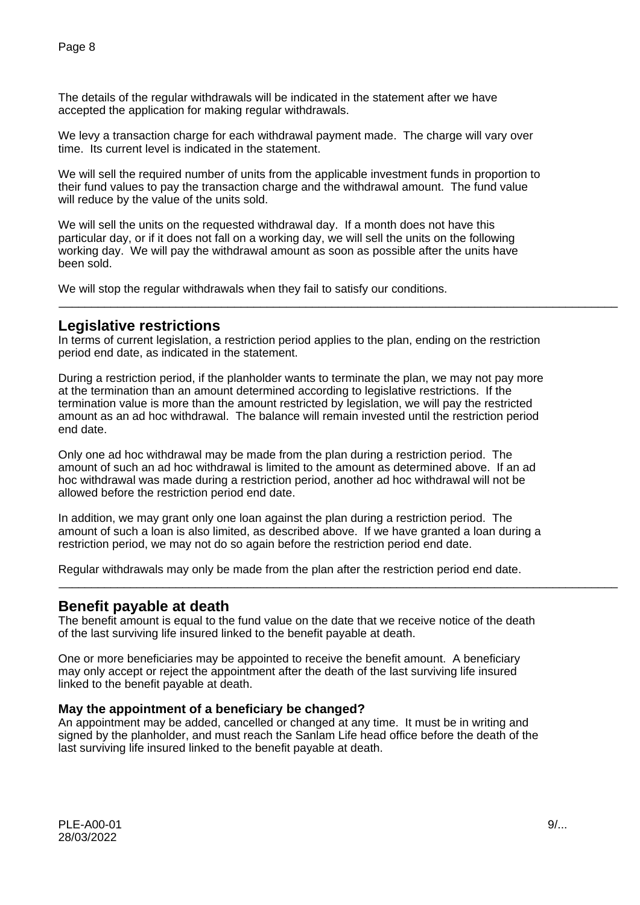The details of the regular withdrawals will be indicated in the statement after we have accepted the application for making regular withdrawals.

We levy a transaction charge for each withdrawal payment made. The charge will vary over time. Its current level is indicated in the statement.

We will sell the required number of units from the applicable investment funds in proportion to their fund values to pay the transaction charge and the withdrawal amount. The fund value will reduce by the value of the units sold.

We will sell the units on the requested withdrawal day. If a month does not have this particular day, or if it does not fall on a working day, we will sell the units on the following working day. We will pay the withdrawal amount as soon as possible after the units have been sold.

We will stop the regular withdrawals when they fail to satisfy our conditions.

---

## Legislative restrictions

In terms of current legislation, a restriction period applies to the plan, ending on the restriction period end date, as indicated in the statement.

During a restriction period, if the planholder wants to terminate the plan, we may not pay more at the termination than an amount determined according to legislative restrictions. If the termination value is more than the amount restricted by legislation, we will pay the restricted amount as an ad hoc withdrawal. The balance will remain invested until the restriction period end date.

Only one ad hoc withdrawal may be made from the plan during a restriction period. The amount of such an ad hoc withdrawal is limited to the amount as determined above. If an ad hoc withdrawal was made during a restriction period, another ad hoc withdrawal will not be allowed before the restriction period end date.

In addition, we may grant only one loan against the plan during a restriction period. The amount of such a loan is also limited, as described above. If we have granted a loan during a restriction period, we may not do so again before the restriction period end date.

Regular withdrawals may only be made from the plan after the restriction period end date.

---

## Benefit payable at death

The benefit amount is equal to the fund value on the date that we receive notice of the death of the last surviving life insured linked to the benefit payable at death.

One or more beneficiaries may be appointed to receive the benefit amount. A beneficiary may only accept or reject the appointment after the death of the last surviving life insured linked to the benefit payable at death.

### May the appointment of a beneficiary be changed?

An appointment may be added, cancelled or changed at any time. It must be in writing and signed by the planholder, and must reach the Sanlam Life head office before the death of the last surviving life insured linked to the benefit payable at death.

PLE-A00-01
28/03/2022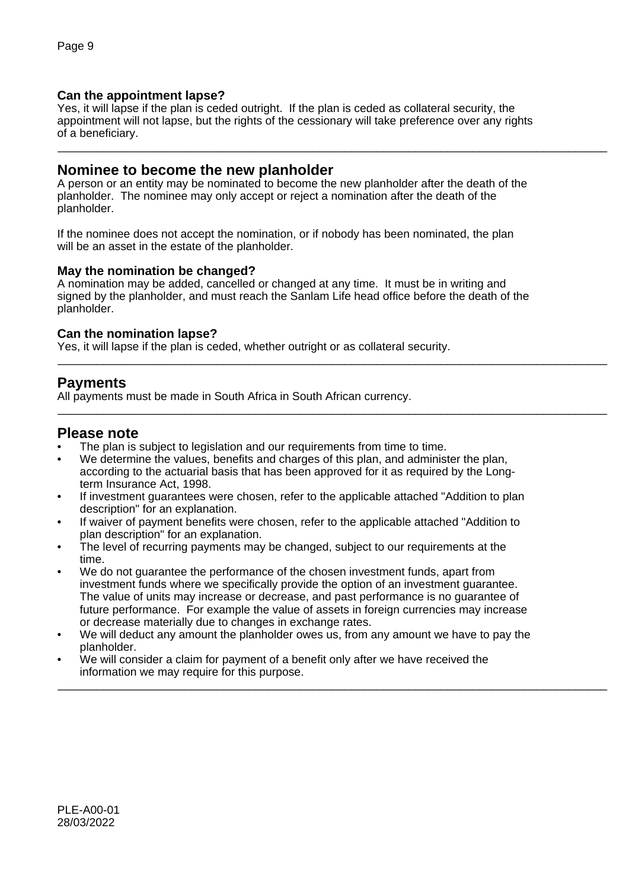### Can the appointment lapse?

Yes, it will lapse if the plan is ceded outright. If the plan is ceded as collateral security, the appointment will not lapse, but the rights of the cessionary will take preference over any rights of a beneficiary.

---

## Nominee to become the new planholder

A person or an entity may be nominated to become the new planholder after the death of the planholder. The nominee may only accept or reject a nomination after the death of the planholder.

If the nominee does not accept the nomination, or if nobody has been nominated, the plan will be an asset in the estate of the planholder.

### May the nomination be changed?

A nomination may be added, cancelled or changed at any time. It must be in writing and signed by the planholder, and must reach the Sanlam Life head office before the death of the planholder.

### Can the nomination lapse?

Yes, it will lapse if the plan is ceded, whether outright or as collateral security.

---

## Payments

All payments must be made in South Africa in South African currency.

---

## Please note

- The plan is subject to legislation and our requirements from time to time.
- We determine the values, benefits and charges of this plan, and administer the plan, according to the actuarial basis that has been approved for it as required by the Long-term Insurance Act, 1998.
- If investment guarantees were chosen, refer to the applicable attached "Addition to plan description" for an explanation.
- If waiver of payment benefits were chosen, refer to the applicable attached "Addition to plan description" for an explanation.
- The level of recurring payments may be changed, subject to our requirements at the time.
- We do not guarantee the performance of the chosen investment funds, apart from investment funds where we specifically provide the option of an investment guarantee. The value of units may increase or decrease, and past performance is no guarantee of future performance. For example the value of assets in foreign currencies may increase or decrease materially due to changes in exchange rates.
- We will deduct any amount the planholder owes us, from any amount we have to pay the planholder.
- We will consider a claim for payment of a benefit only after we have received the information we may require for this purpose.

---

PLE-A00-01
28/03/2022